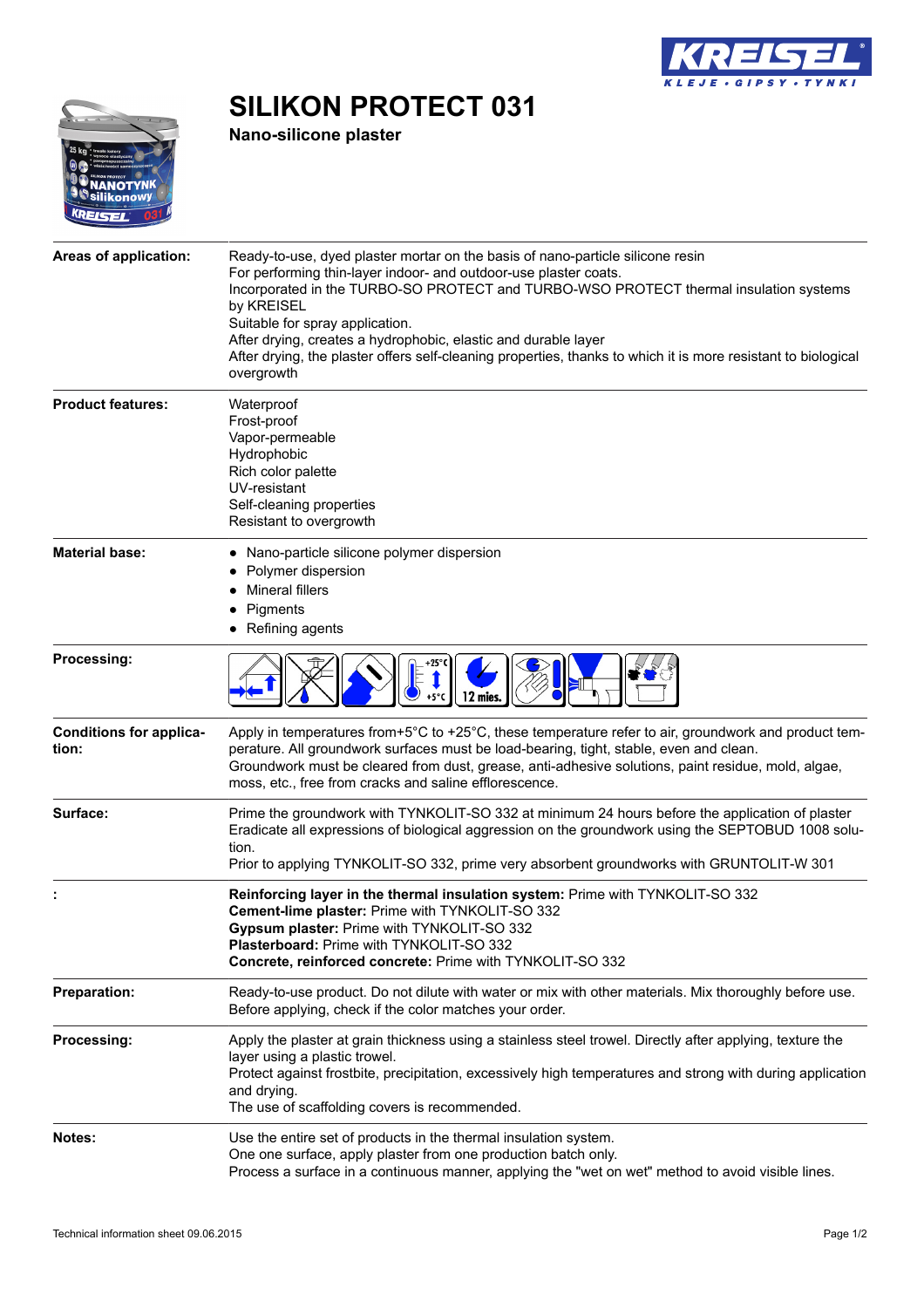# SILIKON PROTECT 031

**Nano-silicone plaster**

| | |
|---|---|
| **Areas of application:** | Ready-to-use, dyed plaster mortar on the basis of nano-particle silicone resin<br>For performing thin-layer indoor- and outdoor-use plaster coats.<br>Incorporated in the TURBO-SO PROTECT and TURBO-WSO PROTECT thermal insulation systems by KREISEL<br>Suitable for spray application.<br>After drying, creates a hydrophobic, elastic and durable layer<br>After drying, the plaster offers self-cleaning properties, thanks to which it is more resistant to biological overgrowth |
| **Product features:** | Waterproof<br>Frost-proof<br>Vapor-permeable<br>Hydrophobic<br>Rich color palette<br>UV-resistant<br>Self-cleaning properties<br>Resistant to overgrowth |
| **Material base:** | • Nano-particle silicone polymer dispersion<br>• Polymer dispersion<br>• Mineral fillers<br>• Pigments<br>• Refining agents |
| **Processing:** | +25°C +5°C 12 mies. |
| **Conditions for application:** | Apply in temperatures from+5°C to +25°C, these temperature refer to air, groundwork and product temperature. All groundwork surfaces must be load-bearing, tight, stable, even and clean.<br>Groundwork must be cleared from dust, grease, anti-adhesive solutions, paint residue, mold, algae, moss, etc., free from cracks and saline efflorescence. |
| **Surface:** | Prime the groundwork with TYNKOLIT-SO 332 at minimum 24 hours before the application of plaster<br>Eradicate all expressions of biological aggression on the groundwork using the SEPTOBUD 1008 solution.<br>Prior to applying TYNKOLIT-SO 332, prime very absorbent groundworks with GRUNTOLIT-W 301 |
| **:** | **Reinforcing layer in the thermal insulation system:** Prime with TYNKOLIT-SO 332<br>**Cement-lime plaster:** Prime with TYNKOLIT-SO 332<br>**Gypsum plaster:** Prime with TYNKOLIT-SO 332<br>**Plasterboard:** Prime with TYNKOLIT-SO 332<br>**Concrete, reinforced concrete:** Prime with TYNKOLIT-SO 332 |
| **Preparation:** | Ready-to-use product. Do not dilute with water or mix with other materials. Mix thoroughly before use.<br>Before applying, check if the color matches your order. |
| **Processing:** | Apply the plaster at grain thickness using a stainless steel trowel. Directly after applying, texture the layer using a plastic trowel.<br>Protect against frostbite, precipitation, excessively high temperatures and strong with during application and drying.<br>The use of scaffolding covers is recommended. |
| **Notes:** | Use the entire set of products in the thermal insulation system.<br>One one surface, apply plaster from one production batch only.<br>Process a surface in a continuous manner, applying the "wet on wet" method to avoid visible lines. |

Technical information sheet 09.06.2015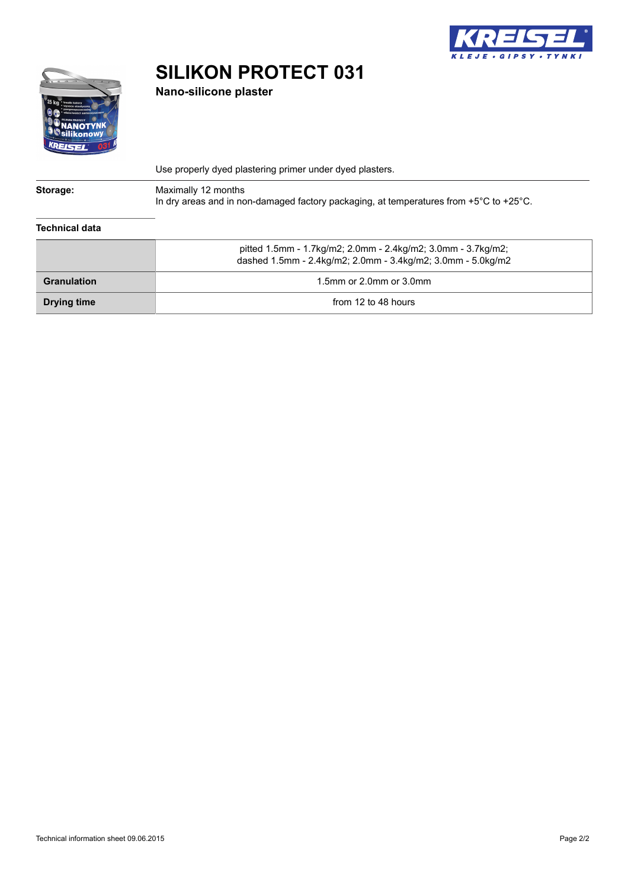# SILIKON PROTECT 031

**Nano-silicone plaster**

Use properly dyed plastering primer under dyed plasters.

**Storage:** Maximally 12 months
In dry areas and in non-damaged factory packaging, at temperatures from +5°C to +25°C.

**Technical data**

| | |
|---|---|
| | pitted 1.5mm - 1.7kg/m2; 2.0mm - 2.4kg/m2; 3.0mm - 3.7kg/m2;<br>dashed 1.5mm - 2.4kg/m2; 2.0mm - 3.4kg/m2; 3.0mm - 5.0kg/m2 |
| **Granulation** | 1.5mm or 2.0mm or 3.0mm |
| **Drying time** | from 12 to 48 hours |

Technical information sheet 09.06.2015